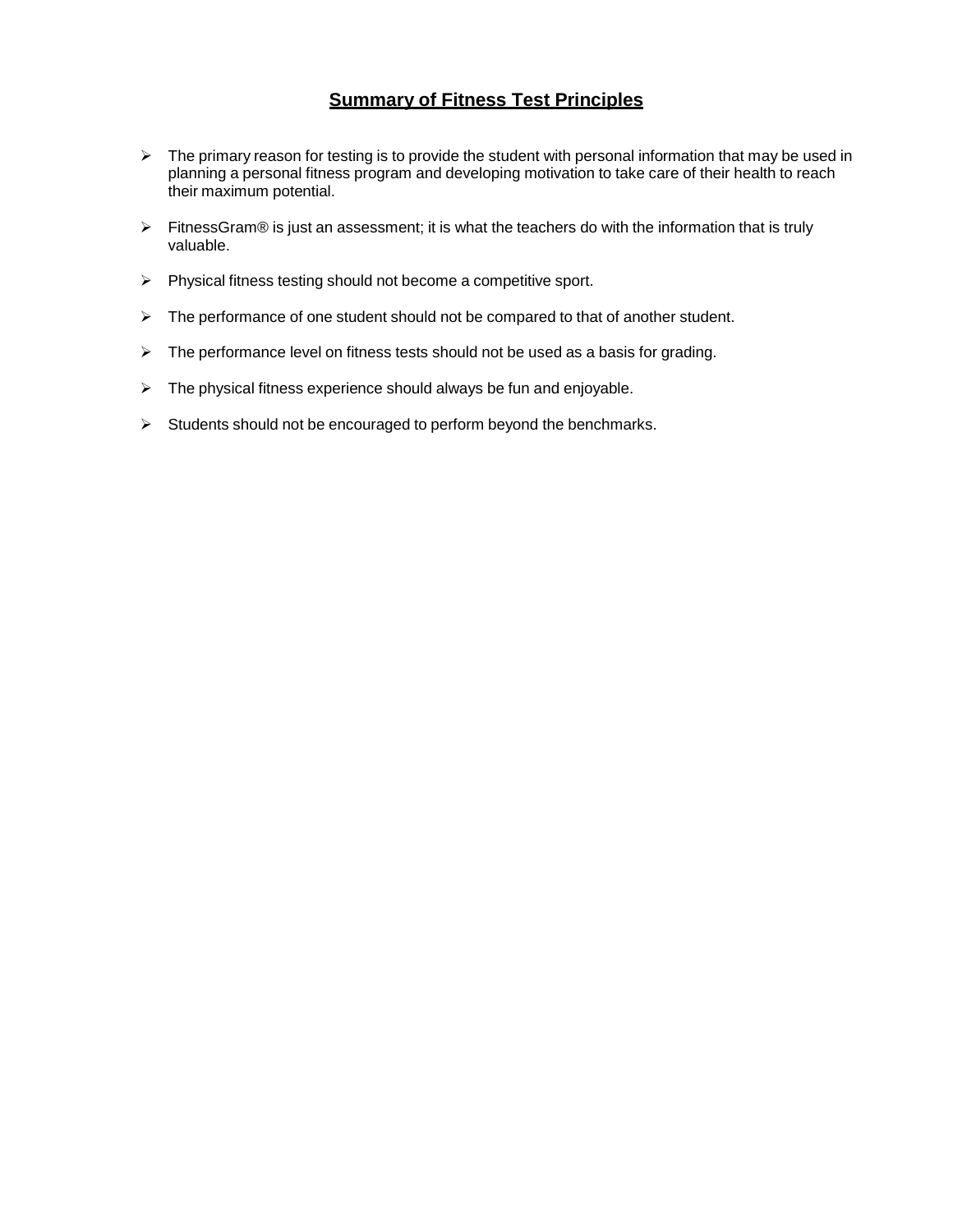# Summary of Fitness Test Principles

- The primary reason for testing is to provide the student with personal information that may be used in planning a personal fitness program and developing motivation to take care of their health to reach their maximum potential.
- FitnessGram® is just an assessment; it is what the teachers do with the information that is truly valuable.
- Physical fitness testing should not become a competitive sport.
- The performance of one student should not be compared to that of another student.
- The performance level on fitness tests should not be used as a basis for grading.
- The physical fitness experience should always be fun and enjoyable.
- Students should not be encouraged to perform beyond the benchmarks.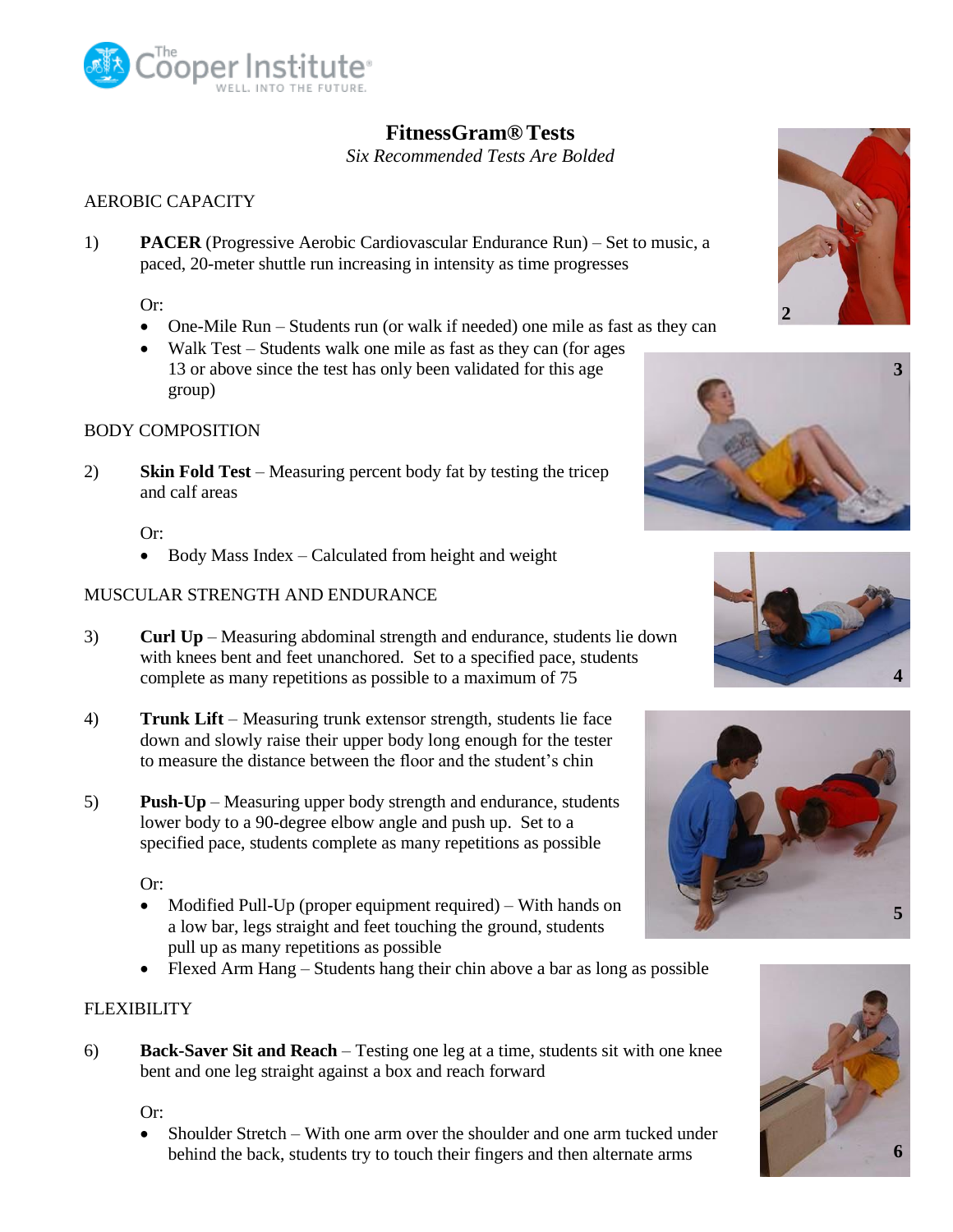# FitnessGram® Tests

*Six Recommended Tests Are Bolded*

## AEROBIC CAPACITY

1) **PACER** (Progressive Aerobic Cardiovascular Endurance Run) – Set to music, a paced, 20-meter shuttle run increasing in intensity as time progresses

   Or:

   - One-Mile Run – Students run (or walk if needed) one mile as fast as they can
   - Walk Test – Students walk one mile as fast as they can (for ages 13 or above since the test has only been validated for this age group)

## BODY COMPOSITION

2) **Skin Fold Test** – Measuring percent body fat by testing the tricep and calf areas

   Or:

   - Body Mass Index – Calculated from height and weight

## MUSCULAR STRENGTH AND ENDURANCE

3) **Curl Up** – Measuring abdominal strength and endurance, students lie down with knees bent and feet unanchored. Set to a specified pace, students complete as many repetitions as possible to a maximum of 75

4) **Trunk Lift** – Measuring trunk extensor strength, students lie face down and slowly raise their upper body long enough for the tester to measure the distance between the floor and the student's chin

5) **Push-Up** – Measuring upper body strength and endurance, students lower body to a 90-degree elbow angle and push up. Set to a specified pace, students complete as many repetitions as possible

   Or:

   - Modified Pull-Up (proper equipment required) – With hands on a low bar, legs straight and feet touching the ground, students pull up as many repetitions as possible
   - Flexed Arm Hang – Students hang their chin above a bar as long as possible

## FLEXIBILITY

6) **Back-Saver Sit and Reach** – Testing one leg at a time, students sit with one knee bent and one leg straight against a box and reach forward

   Or:

   - Shoulder Stretch – With one arm over the shoulder and one arm tucked under behind the back, students try to touch their fingers and then alternate arms